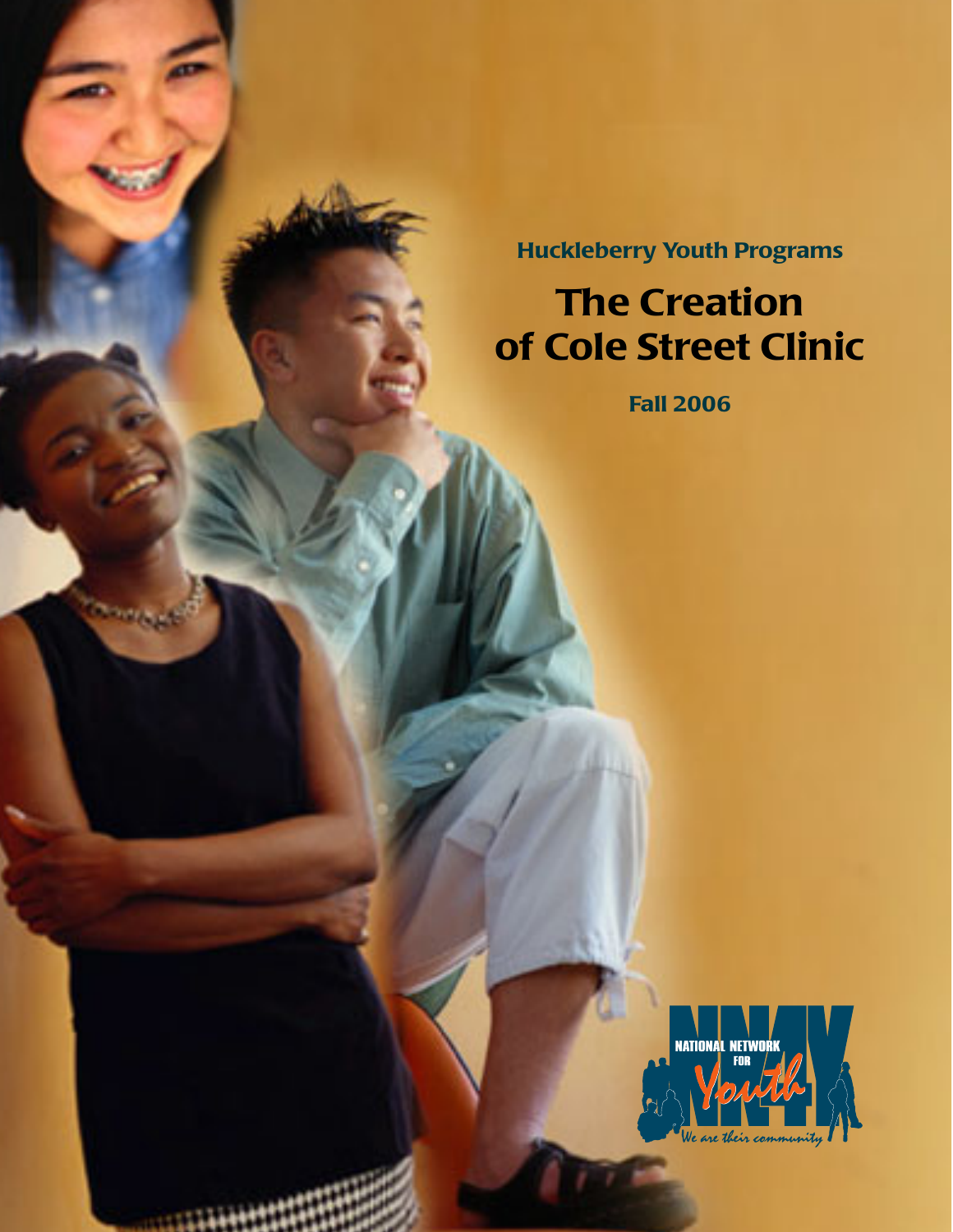Huckleberry Youth Programs

# The Creation of Cole Street Clinic

**Fall 2006**

NATIONAL NETWORK FOR Youth

*We are their community*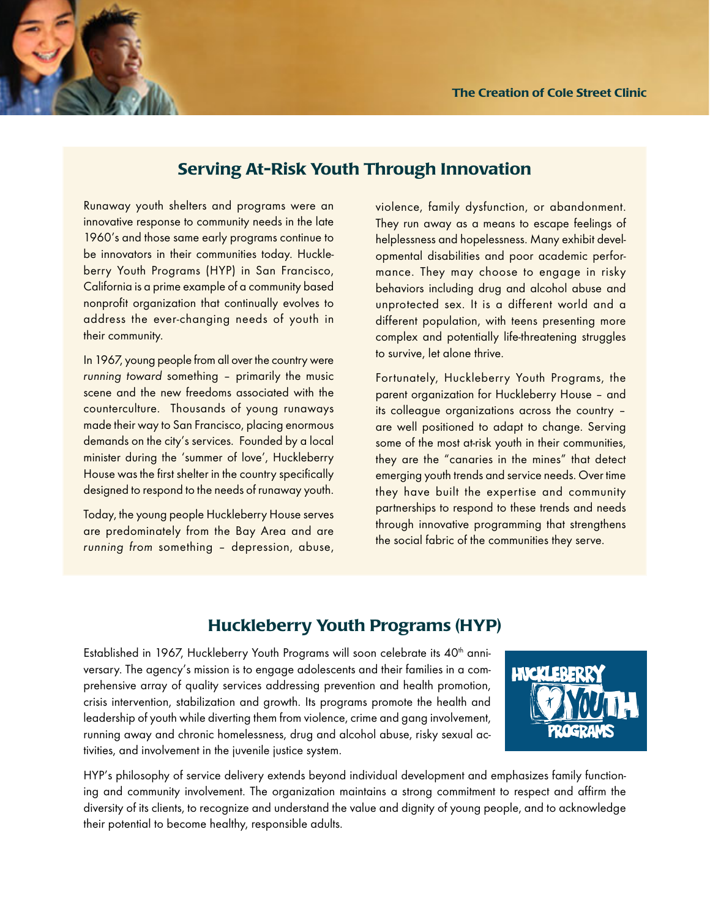## Serving At-Risk Youth Through Innovation

Runaway youth shelters and programs were an innovative response to community needs in the late 1960's and those same early programs continue to be innovators in their communities today. Huckleberry Youth Programs (HYP) in San Francisco, California is a prime example of a community based nonprofit organization that continually evolves to address the ever-changing needs of youth in their community.

In 1967, young people from all over the country were *running toward* something – primarily the music scene and the new freedoms associated with the counterculture. Thousands of young runaways made their way to San Francisco, placing enormous demands on the city's services. Founded by a local minister during the 'summer of love', Huckleberry House was the first shelter in the country specifically designed to respond to the needs of runaway youth.

Today, the young people Huckleberry House serves are predominately from the Bay Area and are *running from* something – depression, abuse, violence, family dysfunction, or abandonment. They run away as a means to escape feelings of helplessness and hopelessness. Many exhibit developmental disabilities and poor academic performance. They may choose to engage in risky behaviors including drug and alcohol abuse and unprotected sex. It is a different world and a different population, with teens presenting more complex and potentially life-threatening struggles to survive, let alone thrive.

Fortunately, Huckleberry Youth Programs, the parent organization for Huckleberry House – and its colleague organizations across the country – are well positioned to adapt to change. Serving some of the most at-risk youth in their communities, they are the "canaries in the mines" that detect emerging youth trends and service needs. Over time they have built the expertise and community partnerships to respond to these trends and needs through innovative programming that strengthens the social fabric of the communities they serve.

## Huckleberry Youth Programs (HYP)

Established in 1967, Huckleberry Youth Programs will soon celebrate its 40th anniversary. The agency's mission is to engage adolescents and their families in a comprehensive array of quality services addressing prevention and health promotion, crisis intervention, stabilization and growth. Its programs promote the health and leadership of youth while diverting them from violence, crime and gang involvement, running away and chronic homelessness, drug and alcohol abuse, risky sexual activities, and involvement in the juvenile justice system.

HYP's philosophy of service delivery extends beyond individual development and emphasizes family functioning and community involvement. The organization maintains a strong commitment to respect and affirm the diversity of its clients, to recognize and understand the value and dignity of young people, and to acknowledge their potential to become healthy, responsible adults.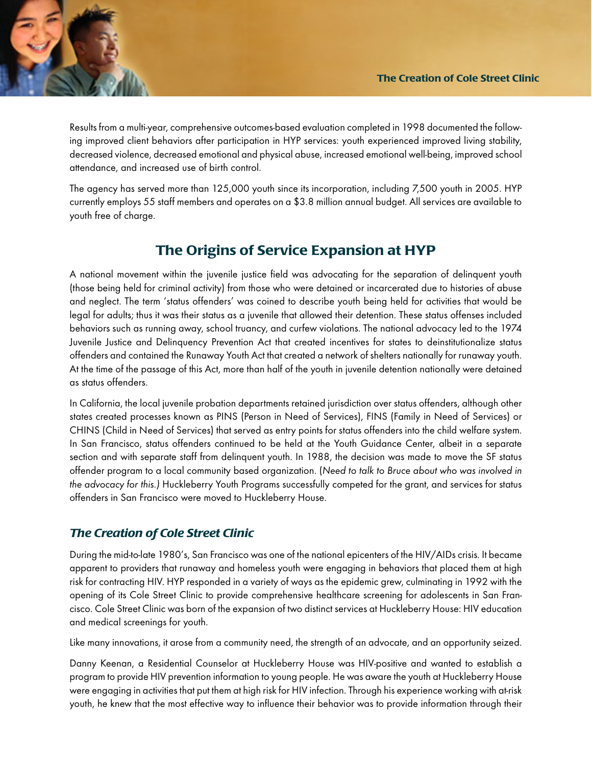Results from a multi-year, comprehensive outcomes-based evaluation completed in 1998 documented the following improved client behaviors after participation in HYP services: youth experienced improved living stability, decreased violence, decreased emotional and physical abuse, increased emotional well-being, improved school attendance, and increased use of birth control.

The agency has served more than 125,000 youth since its incorporation, including 7,500 youth in 2005. HYP currently employs 55 staff members and operates on a $3.8 million annual budget. All services are available to youth free of charge.

## The Origins of Service Expansion at HYP

A national movement within the juvenile justice field was advocating for the separation of delinquent youth (those being held for criminal activity) from those who were detained or incarcerated due to histories of abuse and neglect. The term 'status offenders' was coined to describe youth being held for activities that would be legal for adults; thus it was their status as a juvenile that allowed their detention. These status offenses included behaviors such as running away, school truancy, and curfew violations. The national advocacy led to the 1974 Juvenile Justice and Delinquency Prevention Act that created incentives for states to deinstitutionalize status offenders and contained the Runaway Youth Act that created a network of shelters nationally for runaway youth. At the time of the passage of this Act, more than half of the youth in juvenile detention nationally were detained as status offenders.

In California, the local juvenile probation departments retained jurisdiction over status offenders, although other states created processes known as PINS (Person in Need of Services), FINS (Family in Need of Services) or CHINS (Child in Need of Services) that served as entry points for status offenders into the child welfare system. In San Francisco, status offenders continued to be held at the Youth Guidance Center, albeit in a separate section and with separate staff from delinquent youth. In 1988, the decision was made to move the SF status offender program to a local community based organization. (*Need to talk to Bruce about who was involved in the advocacy for this.*) Huckleberry Youth Programs successfully competed for the grant, and services for status offenders in San Francisco were moved to Huckleberry House.

### *The Creation of Cole Street Clinic*

During the mid-to-late 1980's, San Francisco was one of the national epicenters of the HIV/AIDs crisis. It became apparent to providers that runaway and homeless youth were engaging in behaviors that placed them at high risk for contracting HIV. HYP responded in a variety of ways as the epidemic grew, culminating in 1992 with the opening of its Cole Street Clinic to provide comprehensive healthcare screening for adolescents in San Francisco. Cole Street Clinic was born of the expansion of two distinct services at Huckleberry House: HIV education and medical screenings for youth.

Like many innovations, it arose from a community need, the strength of an advocate, and an opportunity seized.

Danny Keenan, a Residential Counselor at Huckleberry House was HIV-positive and wanted to establish a program to provide HIV prevention information to young people. He was aware the youth at Huckleberry House were engaging in activities that put them at high risk for HIV infection. Through his experience working with at-risk youth, he knew that the most effective way to influence their behavior was to provide information through their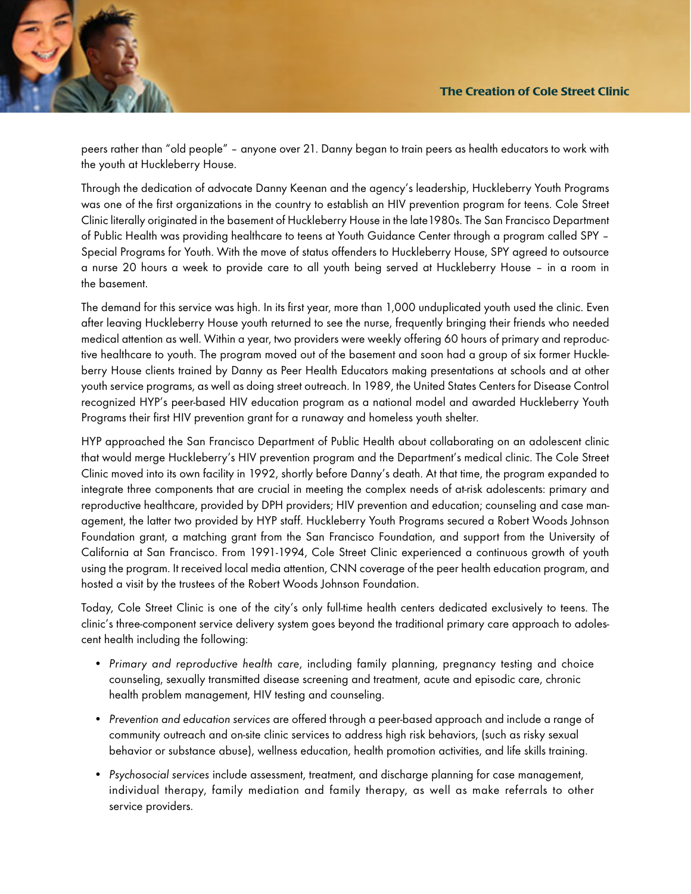peers rather than "old people" – anyone over 21. Danny began to train peers as health educators to work with the youth at Huckleberry House.

Through the dedication of advocate Danny Keenan and the agency's leadership, Huckleberry Youth Programs was one of the first organizations in the country to establish an HIV prevention program for teens. Cole Street Clinic literally originated in the basement of Huckleberry House in the late1980s. The San Francisco Department of Public Health was providing healthcare to teens at Youth Guidance Center through a program called SPY – Special Programs for Youth. With the move of status offenders to Huckleberry House, SPY agreed to outsource a nurse 20 hours a week to provide care to all youth being served at Huckleberry House – in a room in the basement.

The demand for this service was high. In its first year, more than 1,000 unduplicated youth used the clinic. Even after leaving Huckleberry House youth returned to see the nurse, frequently bringing their friends who needed medical attention as well. Within a year, two providers were weekly offering 60 hours of primary and reproductive healthcare to youth. The program moved out of the basement and soon had a group of six former Huckleberry House clients trained by Danny as Peer Health Educators making presentations at schools and at other youth service programs, as well as doing street outreach. In 1989, the United States Centers for Disease Control recognized HYP's peer-based HIV education program as a national model and awarded Huckleberry Youth Programs their first HIV prevention grant for a runaway and homeless youth shelter.

HYP approached the San Francisco Department of Public Health about collaborating on an adolescent clinic that would merge Huckleberry's HIV prevention program and the Department's medical clinic. The Cole Street Clinic moved into its own facility in 1992, shortly before Danny's death. At that time, the program expanded to integrate three components that are crucial in meeting the complex needs of at-risk adolescents: primary and reproductive healthcare, provided by DPH providers; HIV prevention and education; counseling and case management, the latter two provided by HYP staff. Huckleberry Youth Programs secured a Robert Woods Johnson Foundation grant, a matching grant from the San Francisco Foundation, and support from the University of California at San Francisco. From 1991-1994, Cole Street Clinic experienced a continuous growth of youth using the program. It received local media attention, CNN coverage of the peer health education program, and hosted a visit by the trustees of the Robert Woods Johnson Foundation.

Today, Cole Street Clinic is one of the city's only full-time health centers dedicated exclusively to teens. The clinic's three-component service delivery system goes beyond the traditional primary care approach to adolescent health including the following:

- *Primary and reproductive health care*, including family planning, pregnancy testing and choice counseling, sexually transmitted disease screening and treatment, acute and episodic care, chronic health problem management, HIV testing and counseling.
- *Prevention and education services* are offered through a peer-based approach and include a range of community outreach and on-site clinic services to address high risk behaviors, (such as risky sexual behavior or substance abuse), wellness education, health promotion activities, and life skills training.
- *Psychosocial services* include assessment, treatment, and discharge planning for case management, individual therapy, family mediation and family therapy, as well as make referrals to other service providers.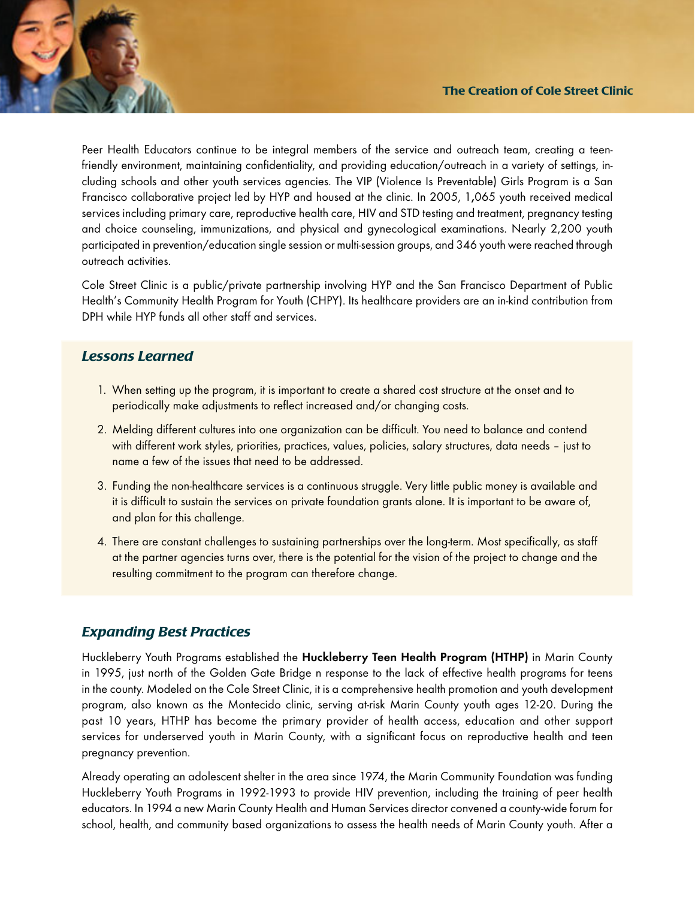Peer Health Educators continue to be integral members of the service and outreach team, creating a teen-friendly environment, maintaining confidentiality, and providing education/outreach in a variety of settings, including schools and other youth services agencies. The VIP (Violence Is Preventable) Girls Program is a San Francisco collaborative project led by HYP and housed at the clinic. In 2005, 1,065 youth received medical services including primary care, reproductive health care, HIV and STD testing and treatment, pregnancy testing and choice counseling, immunizations, and physical and gynecological examinations. Nearly 2,200 youth participated in prevention/education single session or multi-session groups, and 346 youth were reached through outreach activities.

Cole Street Clinic is a public/private partnership involving HYP and the San Francisco Department of Public Health's Community Health Program for Youth (CHPY). Its healthcare providers are an in-kind contribution from DPH while HYP funds all other staff and services.

## *Lessons Learned*

1. When setting up the program, it is important to create a shared cost structure at the onset and to periodically make adjustments to reflect increased and/or changing costs.
2. Melding different cultures into one organization can be difficult. You need to balance and contend with different work styles, priorities, practices, values, policies, salary structures, data needs – just to name a few of the issues that need to be addressed.
3. Funding the non-healthcare services is a continuous struggle. Very little public money is available and it is difficult to sustain the services on private foundation grants alone. It is important to be aware of, and plan for this challenge.
4. There are constant challenges to sustaining partnerships over the long-term. Most specifically, as staff at the partner agencies turns over, there is the potential for the vision of the project to change and the resulting commitment to the program can therefore change.

## *Expanding Best Practices*

Huckleberry Youth Programs established the **Huckleberry Teen Health Program (HTHP)** in Marin County in 1995, just north of the Golden Gate Bridge n response to the lack of effective health programs for teens in the county. Modeled on the Cole Street Clinic, it is a comprehensive health promotion and youth development program, also known as the Montecido clinic, serving at-risk Marin County youth ages 12-20. During the past 10 years, HTHP has become the primary provider of health access, education and other support services for underserved youth in Marin County, with a significant focus on reproductive health and teen pregnancy prevention.

Already operating an adolescent shelter in the area since 1974, the Marin Community Foundation was funding Huckleberry Youth Programs in 1992-1993 to provide HIV prevention, including the training of peer health educators. In 1994 a new Marin County Health and Human Services director convened a county-wide forum for school, health, and community based organizations to assess the health needs of Marin County youth. After a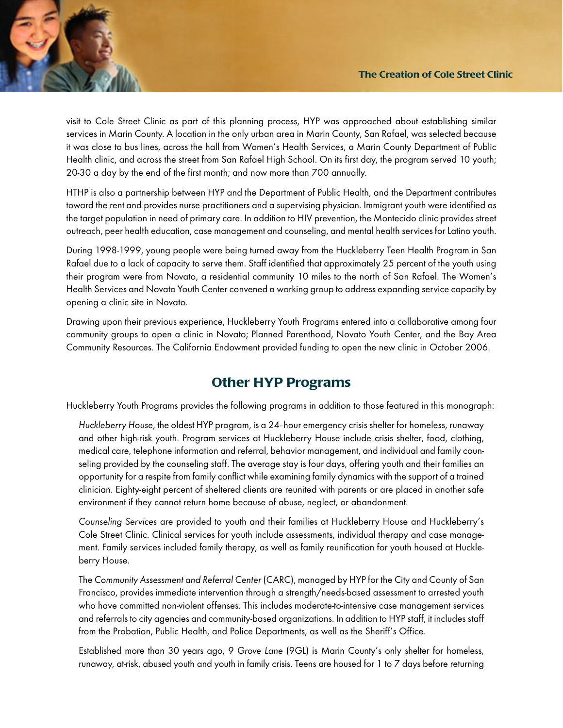visit to Cole Street Clinic as part of this planning process, HYP was approached about establishing similar services in Marin County. A location in the only urban area in Marin County, San Rafael, was selected because it was close to bus lines, across the hall from Women's Health Services, a Marin County Department of Public Health clinic, and across the street from San Rafael High School. On its first day, the program served 10 youth; 20-30 a day by the end of the first month; and now more than 700 annually.

HTHP is also a partnership between HYP and the Department of Public Health, and the Department contributes toward the rent and provides nurse practitioners and a supervising physician. Immigrant youth were identified as the target population in need of primary care. In addition to HIV prevention, the Montecido clinic provides street outreach, peer health education, case management and counseling, and mental health services for Latino youth.

During 1998-1999, young people were being turned away from the Huckleberry Teen Health Program in San Rafael due to a lack of capacity to serve them. Staff identified that approximately 25 percent of the youth using their program were from Novato, a residential community 10 miles to the north of San Rafael. The Women's Health Services and Novato Youth Center convened a working group to address expanding service capacity by opening a clinic site in Novato.

Drawing upon their previous experience, Huckleberry Youth Programs entered into a collaborative among four community groups to open a clinic in Novato; Planned Parenthood, Novato Youth Center, and the Bay Area Community Resources. The California Endowment provided funding to open the new clinic in October 2006.

## Other HYP Programs

Huckleberry Youth Programs provides the following programs in addition to those featured in this monograph:

*Huckleberry House*, the oldest HYP program, is a 24- hour emergency crisis shelter for homeless, runaway and other high-risk youth. Program services at Huckleberry House include crisis shelter, food, clothing, medical care, telephone information and referral, behavior management, and individual and family counseling provided by the counseling staff. The average stay is four days, offering youth and their families an opportunity for a respite from family conflict while examining family dynamics with the support of a trained clinician. Eighty-eight percent of sheltered clients are reunited with parents or are placed in another safe environment if they cannot return home because of abuse, neglect, or abandonment.

*Counseling Services* are provided to youth and their families at Huckleberry House and Huckleberry's Cole Street Clinic. Clinical services for youth include assessments, individual therapy and case management. Family services included family therapy, as well as family reunification for youth housed at Huckleberry House.

The *Community Assessment and Referral Center* (CARC), managed by HYP for the City and County of San Francisco, provides immediate intervention through a strength/needs-based assessment to arrested youth who have committed non-violent offenses. This includes moderate-to-intensive case management services and referrals to city agencies and community-based organizations. In addition to HYP staff, it includes staff from the Probation, Public Health, and Police Departments, as well as the Sheriff's Office.

Established more than 30 years ago, *9 Grove Lane* (9GL) is Marin County's only shelter for homeless, runaway, at-risk, abused youth and youth in family crisis. Teens are housed for 1 to 7 days before returning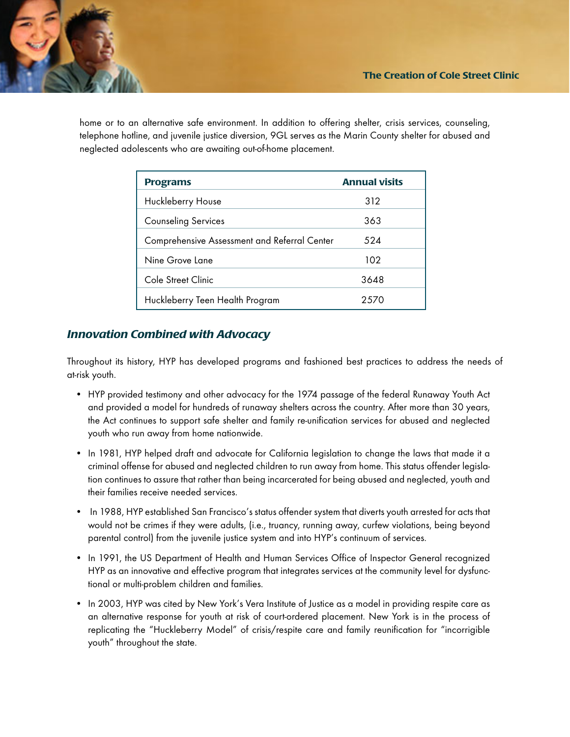home or to an alternative safe environment. In addition to offering shelter, crisis services, counseling, telephone hotline, and juvenile justice diversion, 9GL serves as the Marin County shelter for abused and neglected adolescents who are awaiting out-of-home placement.

| Programs | Annual visits |
|---|---|
| Huckleberry House | 312 |
| Counseling Services | 363 |
| Comprehensive Assessment and Referral Center | 524 |
| Nine Grove Lane | 102 |
| Cole Street Clinic | 3648 |
| Huckleberry Teen Health Program | 2570 |

## *Innovation Combined with Advocacy*

Throughout its history, HYP has developed programs and fashioned best practices to address the needs of at-risk youth.

- HYP provided testimony and other advocacy for the 1974 passage of the federal Runaway Youth Act and provided a model for hundreds of runaway shelters across the country. After more than 30 years, the Act continues to support safe shelter and family re-unification services for abused and neglected youth who run away from home nationwide.
- In 1981, HYP helped draft and advocate for California legislation to change the laws that made it a criminal offense for abused and neglected children to run away from home. This status offender legislation continues to assure that rather than being incarcerated for being abused and neglected, youth and their families receive needed services.
- In 1988, HYP established San Francisco's status offender system that diverts youth arrested for acts that would not be crimes if they were adults, (i.e., truancy, running away, curfew violations, being beyond parental control) from the juvenile justice system and into HYP's continuum of services.
- In 1991, the US Department of Health and Human Services Office of Inspector General recognized HYP as an innovative and effective program that integrates services at the community level for dysfunctional or multi-problem children and families.
- In 2003, HYP was cited by New York's Vera Institute of Justice as a model in providing respite care as an alternative response for youth at risk of court-ordered placement. New York is in the process of replicating the "Huckleberry Model" of crisis/respite care and family reunification for "incorrigible youth" throughout the state.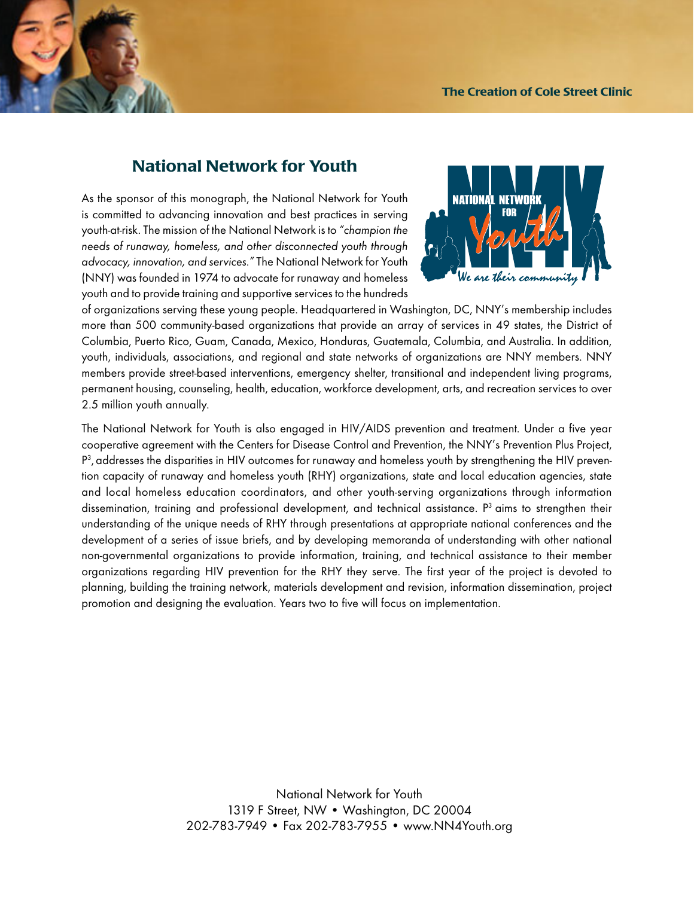## National Network for Youth

As the sponsor of this monograph, the National Network for Youth is committed to advancing innovation and best practices in serving youth-at-risk. The mission of the National Network is to *"champion the needs of runaway, homeless, and other disconnected youth through advocacy, innovation, and services."* The National Network for Youth (NNY) was founded in 1974 to advocate for runaway and homeless youth and to provide training and supportive services to the hundreds of organizations serving these young people. Headquartered in Washington, DC, NNY's membership includes more than 500 community-based organizations that provide an array of services in 49 states, the District of Columbia, Puerto Rico, Guam, Canada, Mexico, Honduras, Guatemala, Columbia, and Australia. In addition, youth, individuals, associations, and regional and state networks of organizations are NNY members. NNY members provide street-based interventions, emergency shelter, transitional and independent living programs, permanent housing, counseling, health, education, workforce development, arts, and recreation services to over 2.5 million youth annually.

The National Network for Youth is also engaged in HIV/AIDS prevention and treatment. Under a five year cooperative agreement with the Centers for Disease Control and Prevention, the NNY's Prevention Plus Project, $P^3$, addresses the disparities in HIV outcomes for runaway and homeless youth by strengthening the HIV prevention capacity of runaway and homeless youth (RHY) organizations, state and local education agencies, state and local homeless education coordinators, and other youth-serving organizations through information dissemination, training and professional development, and technical assistance. $P^3$ aims to strengthen their understanding of the unique needs of RHY through presentations at appropriate national conferences and the development of a series of issue briefs, and by developing memoranda of understanding with other national non-governmental organizations to provide information, training, and technical assistance to their member organizations regarding HIV prevention for the RHY they serve. The first year of the project is devoted to planning, building the training network, materials development and revision, information dissemination, project promotion and designing the evaluation. Years two to five will focus on implementation.

National Network for Youth
1319 F Street, NW • Washington, DC 20004
202-783-7949 • Fax 202-783-7955 • www.NN4Youth.org